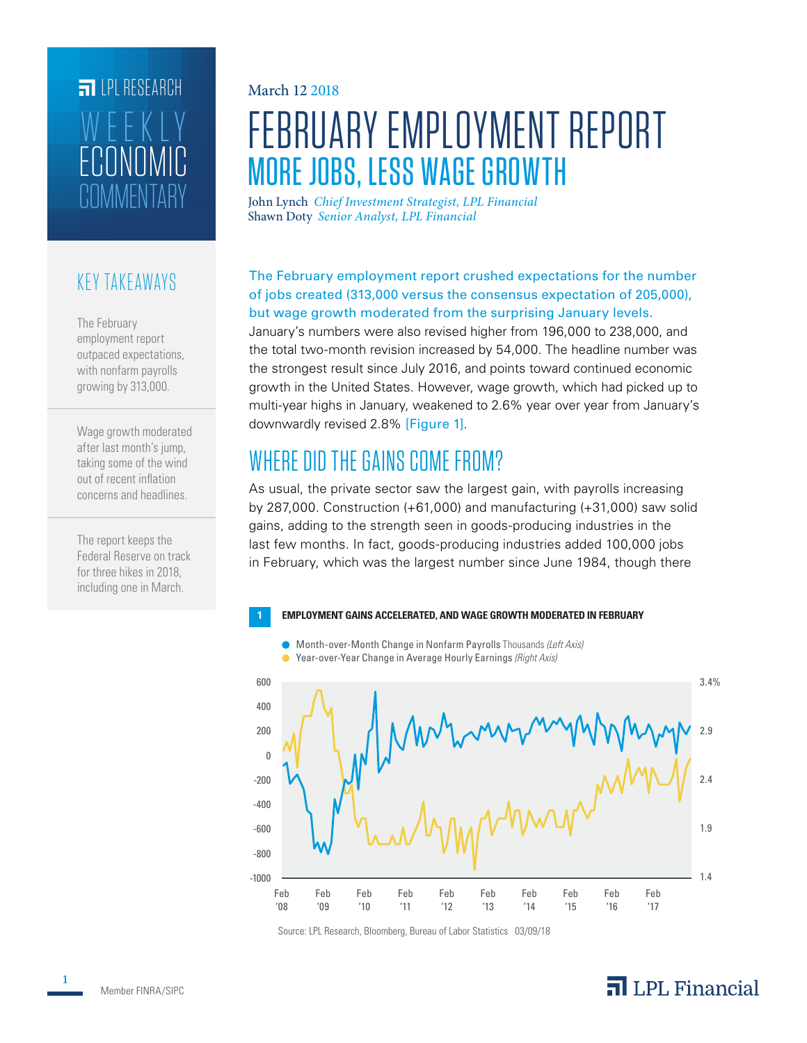LPL RESEARCH

WEEKLY ECONOMIC COMMENTARY

March 12 2018

# FEBRUARY EMPLOYMENT REPORT

## MORE JOBS, LESS WAGE GROWTH

John Lynch *Chief Investment Strategist, LPL Financial*
Shawn Doty *Senior Analyst, LPL Financial*

### KEY TAKEAWAYS

The February employment report outpaced expectations, with nonfarm payrolls growing by 313,000.

Wage growth moderated after last month's jump, taking some of the wind out of recent inflation concerns and headlines.

The report keeps the Federal Reserve on track for three hikes in 2018, including one in March.

The February employment report crushed expectations for the number of jobs created (313,000 versus the consensus expectation of 205,000), but wage growth moderated from the surprising January levels. January's numbers were also revised higher from 196,000 to 238,000, and the total two-month revision increased by 54,000. The headline number was the strongest result since July 2016, and points toward continued economic growth in the United States. However, wage growth, which had picked up to multi-year highs in January, weakened to 2.6% year over year from January's downwardly revised 2.8% [Figure 1].

## WHERE DID THE GAINS COME FROM?

As usual, the private sector saw the largest gain, with payrolls increasing by 287,000. Construction (+61,000) and manufacturing (+31,000) saw solid gains, adding to the strength seen in goods-producing industries in the last few months. In fact, goods-producing industries added 100,000 jobs in February, which was the largest number since June 1984, though there

**1 EMPLOYMENT GAINS ACCELERATED, AND WAGE GROWTH MODERATED IN FEBRUARY**

- Month-over-Month Change in Nonfarm Payrolls Thousands *(Left Axis)*
- Year-over-Year Change in Average Hourly Earnings *(Right Axis)*

Source: LPL Research, Bloomberg, Bureau of Labor Statistics 03/09/18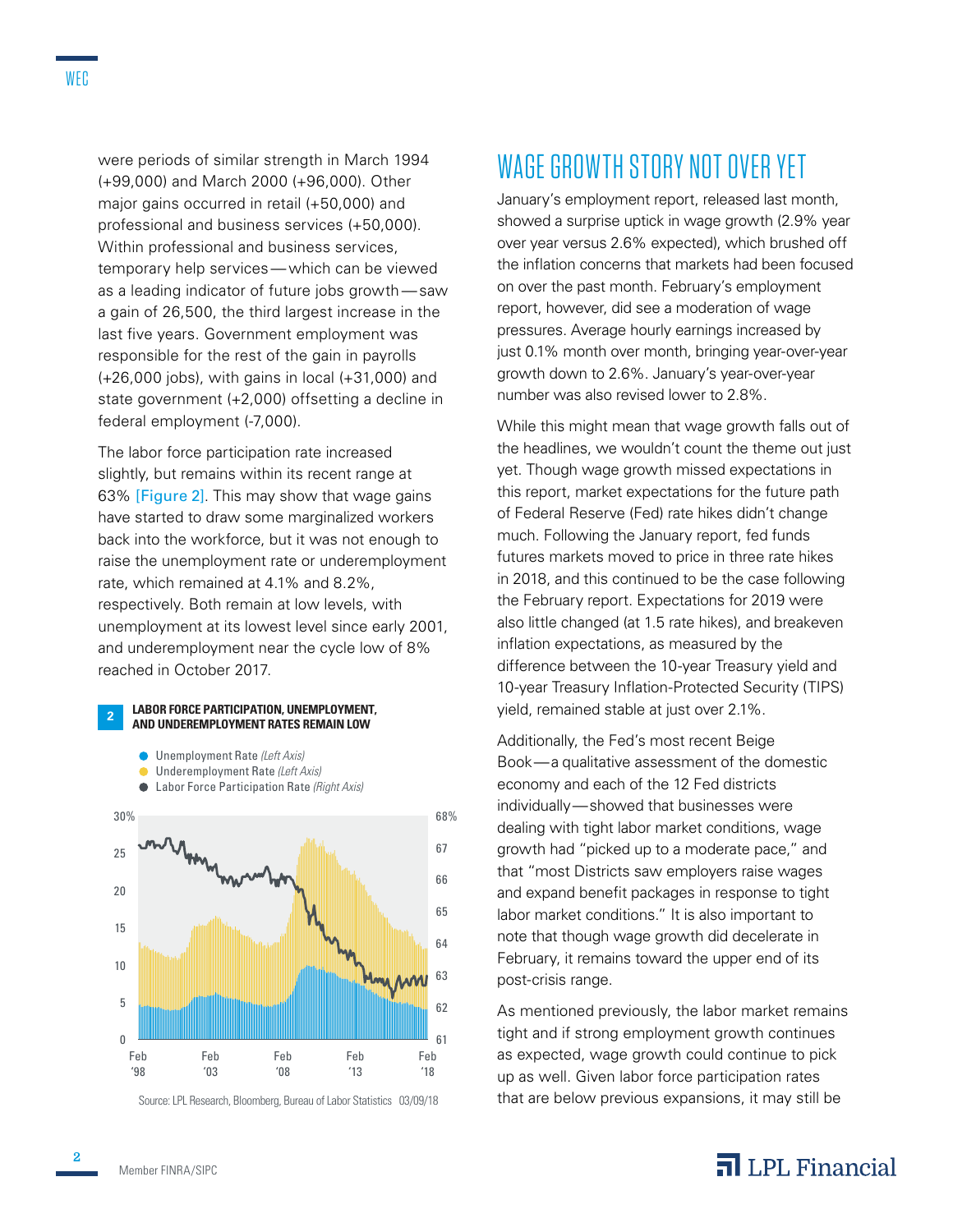were periods of similar strength in March 1994 (+99,000) and March 2000 (+96,000). Other major gains occurred in retail (+50,000) and professional and business services (+50,000). Within professional and business services, temporary help services — which can be viewed as a leading indicator of future jobs growth — saw a gain of 26,500, the third largest increase in the last five years. Government employment was responsible for the rest of the gain in payrolls (+26,000 jobs), with gains in local (+31,000) and state government (+2,000) offsetting a decline in federal employment (-7,000).

The labor force participation rate increased slightly, but remains within its recent range at 63% [Figure 2]. This may show that wage gains have started to draw some marginalized workers back into the workforce, but it was not enough to raise the unemployment rate or underemployment rate, which remained at 4.1% and 8.2%, respectively. Both remain at low levels, with unemployment at its lowest level since early 2001, and underemployment near the cycle low of 8% reached in October 2017.

**2 LABOR FORCE PARTICIPATION, UNEMPLOYMENT, AND UNDEREMPLOYMENT RATES REMAIN LOW**

- Unemployment Rate *(Left Axis)*
- Underemployment Rate *(Left Axis)*
- Labor Force Participation Rate *(Right Axis)*

Source: LPL Research, Bloomberg, Bureau of Labor Statistics 03/09/18

## WAGE GROWTH STORY NOT OVER YET

January's employment report, released last month, showed a surprise uptick in wage growth (2.9% year over year versus 2.6% expected), which brushed off the inflation concerns that markets had been focused on over the past month. February's employment report, however, did see a moderation of wage pressures. Average hourly earnings increased by just 0.1% month over month, bringing year-over-year growth down to 2.6%. January's year-over-year number was also revised lower to 2.8%.

While this might mean that wage growth falls out of the headlines, we wouldn't count the theme out just yet. Though wage growth missed expectations in this report, market expectations for the future path of Federal Reserve (Fed) rate hikes didn't change much. Following the January report, fed funds futures markets moved to price in three rate hikes in 2018, and this continued to be the case following the February report. Expectations for 2019 were also little changed (at 1.5 rate hikes), and breakeven inflation expectations, as measured by the difference between the 10-year Treasury yield and 10-year Treasury Inflation-Protected Security (TIPS) yield, remained stable at just over 2.1%.

Additionally, the Fed's most recent Beige Book — a qualitative assessment of the domestic economy and each of the 12 Fed districts individually — showed that businesses were dealing with tight labor market conditions, wage growth had "picked up to a moderate pace," and that "most Districts saw employers raise wages and expand benefit packages in response to tight labor market conditions." It is also important to note that though wage growth did decelerate in February, it remains toward the upper end of its post-crisis range.

As mentioned previously, the labor market remains tight and if strong employment growth continues as expected, wage growth could continue to pick up as well. Given labor force participation rates that are below previous expansions, it may still be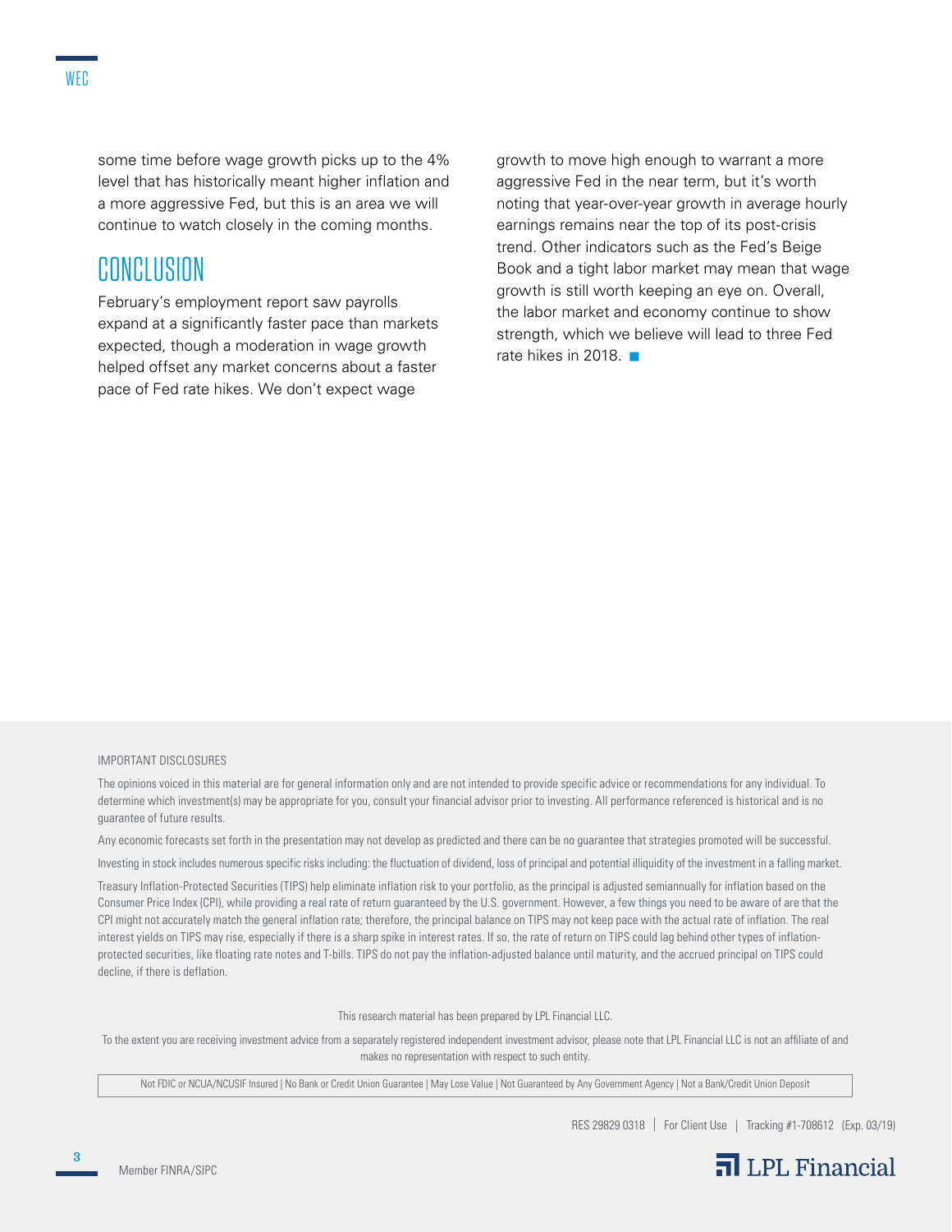some time before wage growth picks up to the 4% level that has historically meant higher inflation and a more aggressive Fed, but this is an area we will continue to watch closely in the coming months.

## CONCLUSION

February's employment report saw payrolls expand at a significantly faster pace than markets expected, though a moderation in wage growth helped offset any market concerns about a faster pace of Fed rate hikes. We don't expect wage growth to move high enough to warrant a more aggressive Fed in the near term, but it's worth noting that year-over-year growth in average hourly earnings remains near the top of its post-crisis trend. Other indicators such as the Fed's Beige Book and a tight labor market may mean that wage growth is still worth keeping an eye on. Overall, the labor market and economy continue to show strength, which we believe will lead to three Fed rate hikes in 2018. ■

IMPORTANT DISCLOSURES

The opinions voiced in this material are for general information only and are not intended to provide specific advice or recommendations for any individual. To determine which investment(s) may be appropriate for you, consult your financial advisor prior to investing. All performance referenced is historical and is no guarantee of future results.

Any economic forecasts set forth in the presentation may not develop as predicted and there can be no guarantee that strategies promoted will be successful.

Investing in stock includes numerous specific risks including: the fluctuation of dividend, loss of principal and potential illiquidity of the investment in a falling market.

Treasury Inflation-Protected Securities (TIPS) help eliminate inflation risk to your portfolio, as the principal is adjusted semiannually for inflation based on the Consumer Price Index (CPI), while providing a real rate of return guaranteed by the U.S. government. However, a few things you need to be aware of are that the CPI might not accurately match the general inflation rate; therefore, the principal balance on TIPS may not keep pace with the actual rate of inflation. The real interest yields on TIPS may rise, especially if there is a sharp spike in interest rates. If so, the rate of return on TIPS could lag behind other types of inflation-protected securities, like floating rate notes and T-bills. TIPS do not pay the inflation-adjusted balance until maturity, and the accrued principal on TIPS could decline, if there is deflation.

This research material has been prepared by LPL Financial LLC.

To the extent you are receiving investment advice from a separately registered independent investment advisor, please note that LPL Financial LLC is not an affiliate of and makes no representation with respect to such entity.

Not FDIC or NCUA/NCUSIF Insured | No Bank or Credit Union Guarantee | May Lose Value | Not Guaranteed by Any Government Agency | Not a Bank/Credit Union Deposit

RES 29829 0318 | For Client Use | Tracking #1-708612 (Exp. 03/19)

Member FINRA/SIPC

LPL Financial